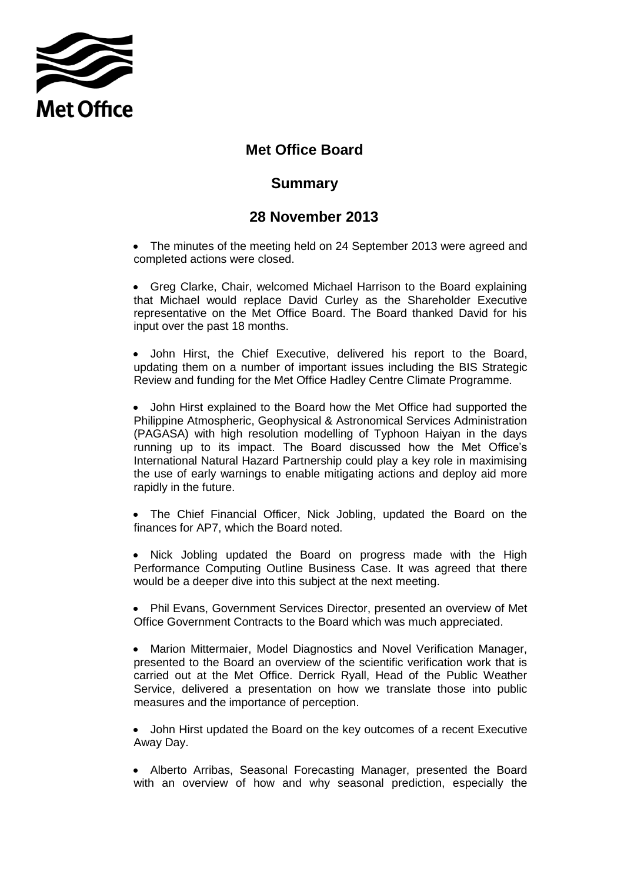# Met Office Board

## Summary

## 28 November 2013

- The minutes of the meeting held on 24 September 2013 were agreed and completed actions were closed.

- Greg Clarke, Chair, welcomed Michael Harrison to the Board explaining that Michael would replace David Curley as the Shareholder Executive representative on the Met Office Board. The Board thanked David for his input over the past 18 months.

- John Hirst, the Chief Executive, delivered his report to the Board, updating them on a number of important issues including the BIS Strategic Review and funding for the Met Office Hadley Centre Climate Programme.

- John Hirst explained to the Board how the Met Office had supported the Philippine Atmospheric, Geophysical & Astronomical Services Administration (PAGASA) with high resolution modelling of Typhoon Haiyan in the days running up to its impact. The Board discussed how the Met Office's International Natural Hazard Partnership could play a key role in maximising the use of early warnings to enable mitigating actions and deploy aid more rapidly in the future.

- The Chief Financial Officer, Nick Jobling, updated the Board on the finances for AP7, which the Board noted.

- Nick Jobling updated the Board on progress made with the High Performance Computing Outline Business Case. It was agreed that there would be a deeper dive into this subject at the next meeting.

- Phil Evans, Government Services Director, presented an overview of Met Office Government Contracts to the Board which was much appreciated.

- Marion Mittermaier, Model Diagnostics and Novel Verification Manager, presented to the Board an overview of the scientific verification work that is carried out at the Met Office. Derrick Ryall, Head of the Public Weather Service, delivered a presentation on how we translate those into public measures and the importance of perception.

- John Hirst updated the Board on the key outcomes of a recent Executive Away Day.

- Alberto Arribas, Seasonal Forecasting Manager, presented the Board with an overview of how and why seasonal prediction, especially the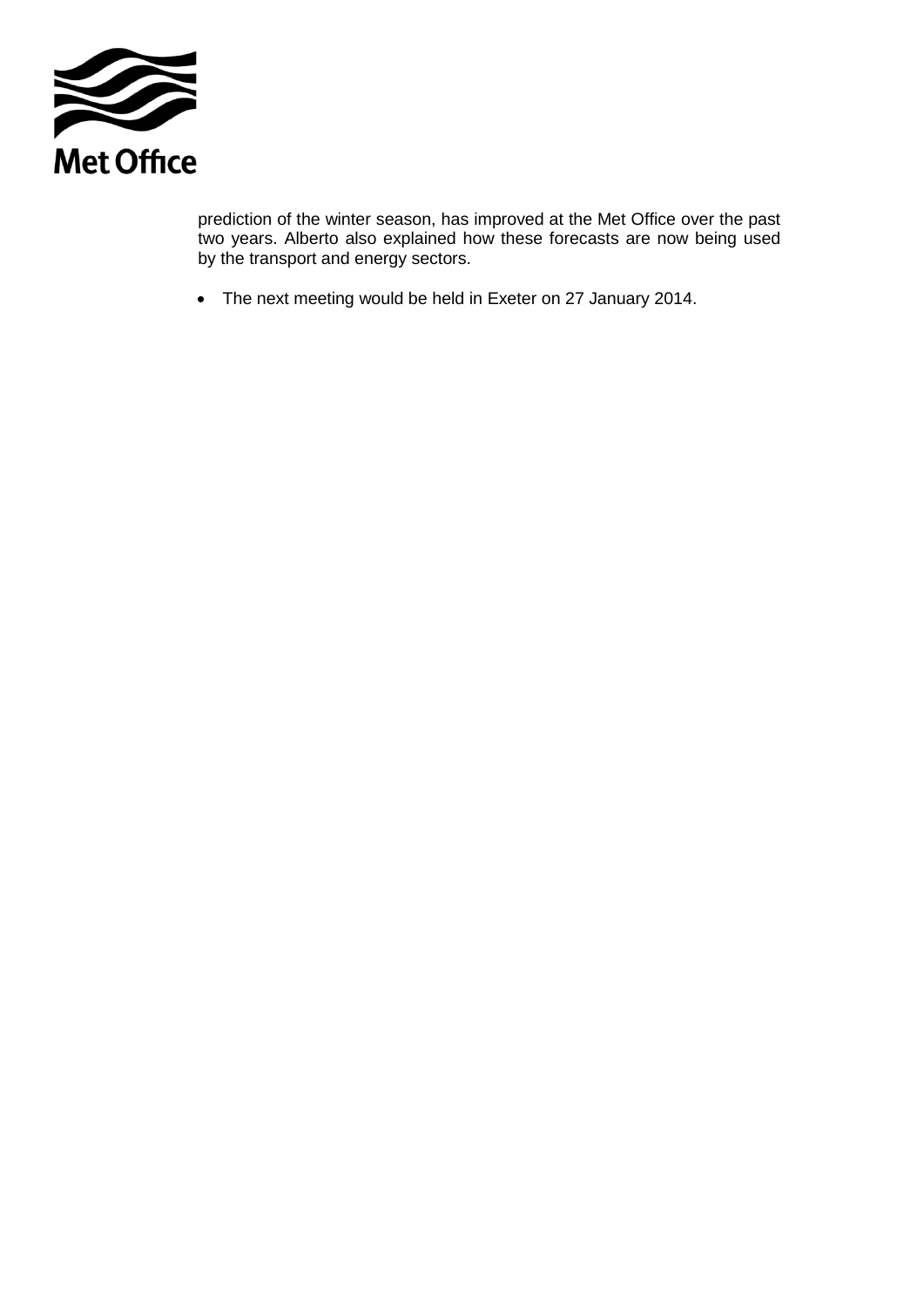prediction of the winter season, has improved at the Met Office over the past two years. Alberto also explained how these forecasts are now being used by the transport and energy sectors.

- The next meeting would be held in Exeter on 27 January 2014.